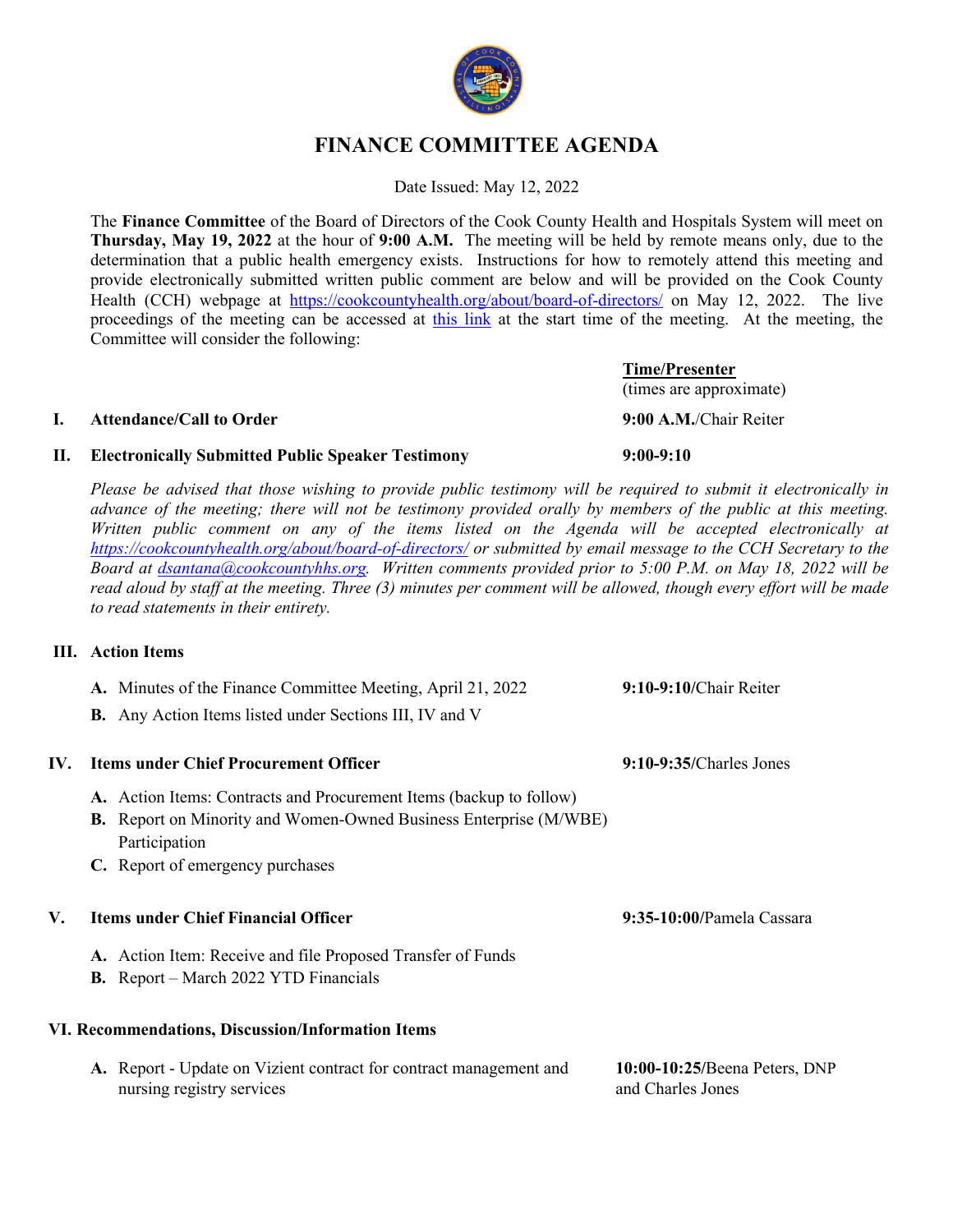# FINANCE COMMITTEE AGENDA

Date Issued: May 12, 2022

The **Finance Committee** of the Board of Directors of the Cook County Health and Hospitals System will meet on **Thursday, May 19, 2022** at the hour of **9:00 A.M.** The meeting will be held by remote means only, due to the determination that a public health emergency exists. Instructions for how to remotely attend this meeting and provide electronically submitted written public comment are below and will be provided on the Cook County Health (CCH) webpage at https://cookcountyhealth.org/about/board-of-directors/ on May 12, 2022. The live proceedings of the meeting can be accessed at this link at the start time of the meeting. At the meeting, the Committee will consider the following:

**Time/Presenter**
(times are approximate)

**I. Attendance/Call to Order** — **9:00 A.M.**/Chair Reiter

**II. Electronically Submitted Public Speaker Testimony** — **9:00-9:10**

*Please be advised that those wishing to provide public testimony will be required to submit it electronically in advance of the meeting; there will not be testimony provided orally by members of the public at this meeting. Written public comment on any of the items listed on the Agenda will be accepted electronically at https://cookcountyhealth.org/about/board-of-directors/ or submitted by email message to the CCH Secretary to the Board at dsantana@cookcountyhhs.org. Written comments provided prior to 5:00 P.M. on May 18, 2022 will be read aloud by staff at the meeting. Three (3) minutes per comment will be allowed, though every effort will be made to read statements in their entirety.*

**III. Action Items**

- **A.** Minutes of the Finance Committee Meeting, April 21, 2022 — **9:10-9:10/**Chair Reiter
- **B.** Any Action Items listed under Sections III, IV and V

**IV. Items under Chief Procurement Officer** — **9:10-9:35/**Charles Jones

- **A.** Action Items: Contracts and Procurement Items (backup to follow)
- **B.** Report on Minority and Women-Owned Business Enterprise (M/WBE) Participation
- **C.** Report of emergency purchases

**V. Items under Chief Financial Officer** — **9:35-10:00/**Pamela Cassara

- **A.** Action Item: Receive and file Proposed Transfer of Funds
- **B.** Report – March 2022 YTD Financials

**VI. Recommendations, Discussion/Information Items**

- **A.** Report - Update on Vizient contract for contract management and nursing registry services — **10:00-10:25/**Beena Peters, DNP and Charles Jones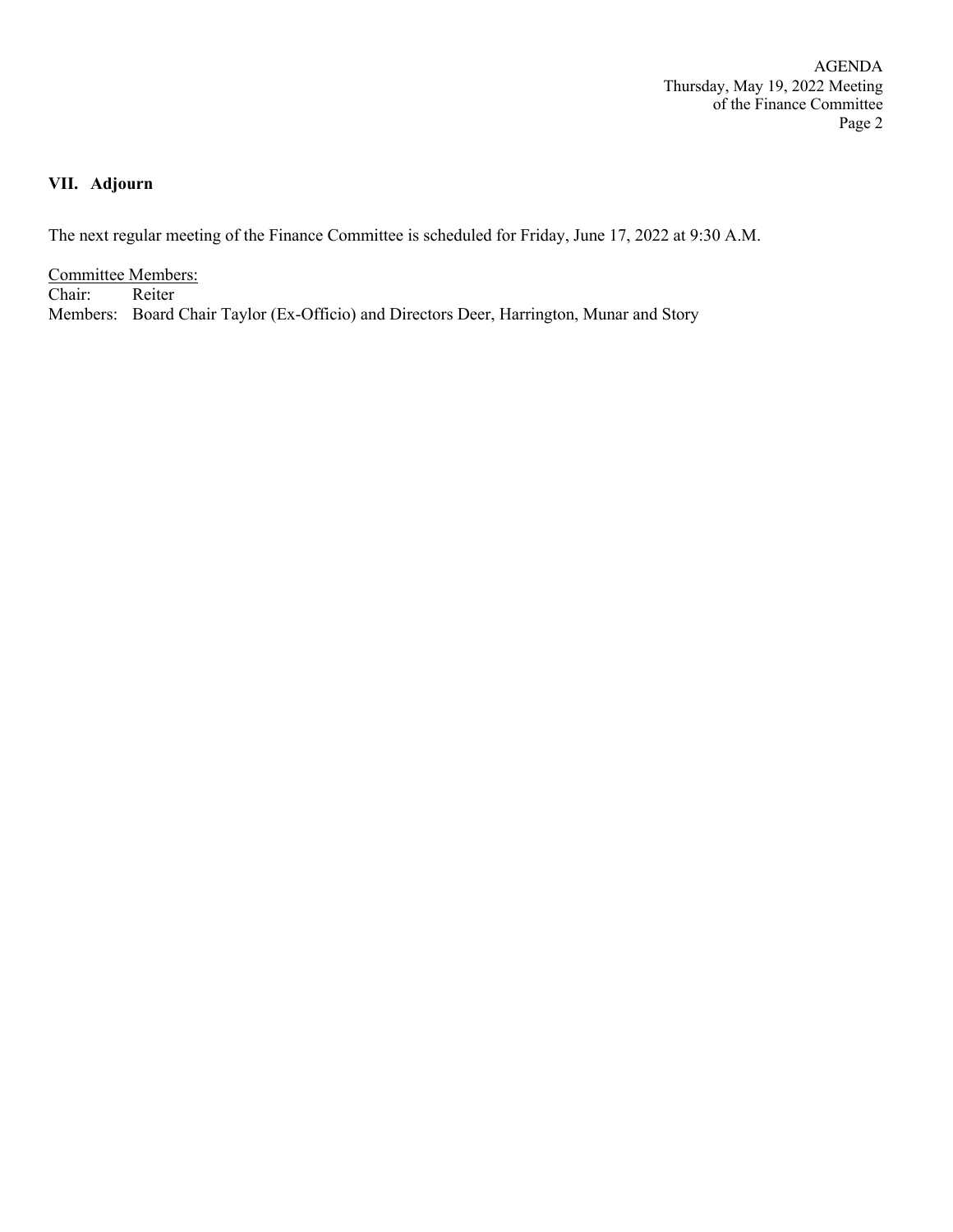## VII. Adjourn

The next regular meeting of the Finance Committee is scheduled for Friday, June 17, 2022 at 9:30 A.M.

Committee Members:
Chair: Reiter
Members: Board Chair Taylor (Ex-Officio) and Directors Deer, Harrington, Munar and Story